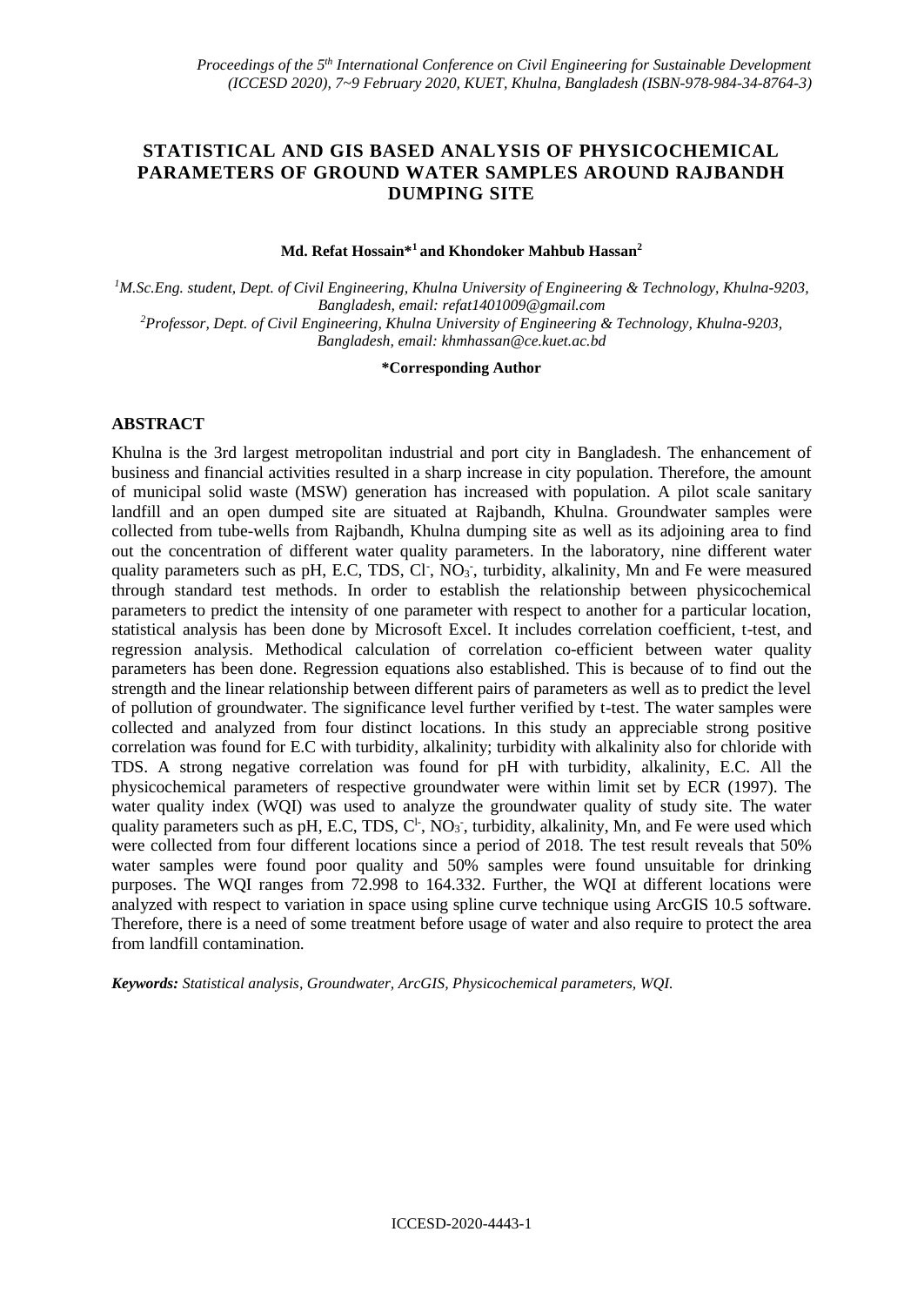# STATISTICAL AND GIS BASED ANALYSIS OF PHYSICOCHEMICAL PARAMETERS OF GROUND WATER SAMPLES AROUND RAJBANDH DUMPING SITE

**Md. Refat Hossain*[1] and Khondoker Mahbub Hassan[2]**

[1]*M.Sc.Eng. student, Dept. of Civil Engineering, Khulna University of Engineering & Technology, Khulna-9203, Bangladesh, email: refat1401009@gmail.com*

[2]*Professor, Dept. of Civil Engineering, Khulna University of Engineering & Technology, Khulna-9203, Bangladesh, email: khmhassan@ce.kuet.ac.bd*

**\*Corresponding Author**

## ABSTRACT

Khulna is the 3rd largest metropolitan industrial and port city in Bangladesh. The enhancement of business and financial activities resulted in a sharp increase in city population. Therefore, the amount of municipal solid waste (MSW) generation has increased with population. A pilot scale sanitary landfill and an open dumped site are situated at Rajbandh, Khulna. Groundwater samples were collected from tube-wells from Rajbandh, Khulna dumping site as well as its adjoining area to find out the concentration of different water quality parameters. In the laboratory, nine different water quality parameters such as pH, E.C, TDS, $Cl^-$, $NO_3^-$, turbidity, alkalinity, Mn and Fe were measured through standard test methods. In order to establish the relationship between physicochemical parameters to predict the intensity of one parameter with respect to another for a particular location, statistical analysis has been done by Microsoft Excel. It includes correlation coefficient, t-test, and regression analysis. Methodical calculation of correlation co-efficient between water quality parameters has been done. Regression equations also established. This is because of to find out the strength and the linear relationship between different pairs of parameters as well as to predict the level of pollution of groundwater. The significance level further verified by t-test. The water samples were collected and analyzed from four distinct locations. In this study an appreciable strong positive correlation was found for E.C with turbidity, alkalinity; turbidity with alkalinity also for chloride with TDS. A strong negative correlation was found for pH with turbidity, alkalinity, E.C. All the physicochemical parameters of respective groundwater were within limit set by ECR (1997). The water quality index (WQI) was used to analyze the groundwater quality of study site. The water quality parameters such as pH, E.C, TDS, $C^{l-}$, $NO_3^-$, turbidity, alkalinity, Mn, and Fe were used which were collected from four different locations since a period of 2018. The test result reveals that 50% water samples were found poor quality and 50% samples were found unsuitable for drinking purposes. The WQI ranges from 72.998 to 164.332. Further, the WQI at different locations were analyzed with respect to variation in space using spline curve technique using ArcGIS 10.5 software. Therefore, there is a need of some treatment before usage of water and also require to protect the area from landfill contamination.

***Keywords:*** *Statistical analysis, Groundwater, ArcGIS, Physicochemical parameters, WQI.*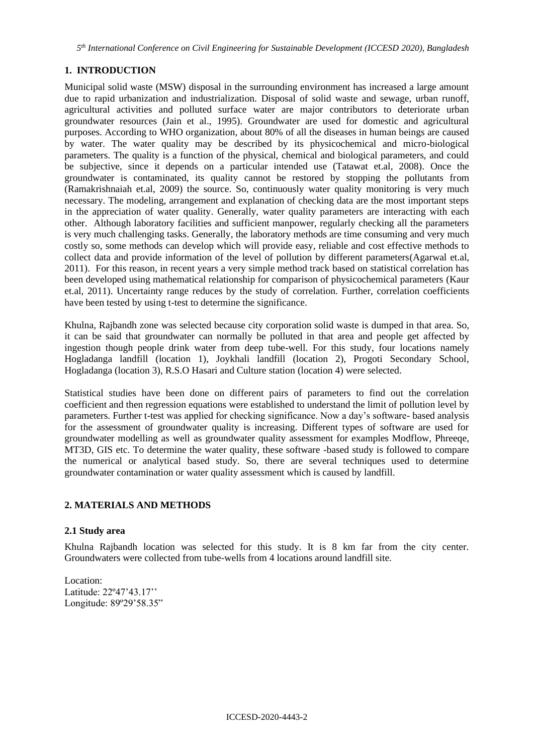## 1. INTRODUCTION

Municipal solid waste (MSW) disposal in the surrounding environment has increased a large amount due to rapid urbanization and industrialization. Disposal of solid waste and sewage, urban runoff, agricultural activities and polluted surface water are major contributors to deteriorate urban groundwater resources (Jain et al., 1995). Groundwater are used for domestic and agricultural purposes. According to WHO organization, about 80% of all the diseases in human beings are caused by water. The water quality may be described by its physicochemical and micro-biological parameters. The quality is a function of the physical, chemical and biological parameters, and could be subjective, since it depends on a particular intended use (Tatawat et.al, 2008). Once the groundwater is contaminated, its quality cannot be restored by stopping the pollutants from (Ramakrishnaiah et.al, 2009) the source. So, continuously water quality monitoring is very much necessary. The modeling, arrangement and explanation of checking data are the most important steps in the appreciation of water quality. Generally, water quality parameters are interacting with each other. Although laboratory facilities and sufficient manpower, regularly checking all the parameters is very much challenging tasks. Generally, the laboratory methods are time consuming and very much costly so, some methods can develop which will provide easy, reliable and cost effective methods to collect data and provide information of the level of pollution by different parameters(Agarwal et.al, 2011). For this reason, in recent years a very simple method track based on statistical correlation has been developed using mathematical relationship for comparison of physicochemical parameters (Kaur et.al, 2011). Uncertainty range reduces by the study of correlation. Further, correlation coefficients have been tested by using t-test to determine the significance.

Khulna, Rajbandh zone was selected because city corporation solid waste is dumped in that area. So, it can be said that groundwater can normally be polluted in that area and people get affected by ingestion though people drink water from deep tube-well. For this study, four locations namely Hogladanga landfill (location 1), Joykhali landfill (location 2), Progoti Secondary School, Hogladanga (location 3), R.S.O Hasari and Culture station (location 4) were selected.

Statistical studies have been done on different pairs of parameters to find out the correlation coefficient and then regression equations were established to understand the limit of pollution level by parameters. Further t-test was applied for checking significance. Now a day's software- based analysis for the assessment of groundwater quality is increasing. Different types of software are used for groundwater modelling as well as groundwater quality assessment for examples Modflow, Phreeqe, MT3D, GIS etc. To determine the water quality, these software -based study is followed to compare the numerical or analytical based study. So, there are several techniques used to determine groundwater contamination or water quality assessment which is caused by landfill.

## 2. MATERIALS AND METHODS

### 2.1 Study area

Khulna Rajbandh location was selected for this study. It is 8 km far from the city center. Groundwaters were collected from tube-wells from 4 locations around landfill site.

Location:
Latitude: 22º47'43.17''
Longitude: 89º29'58.35"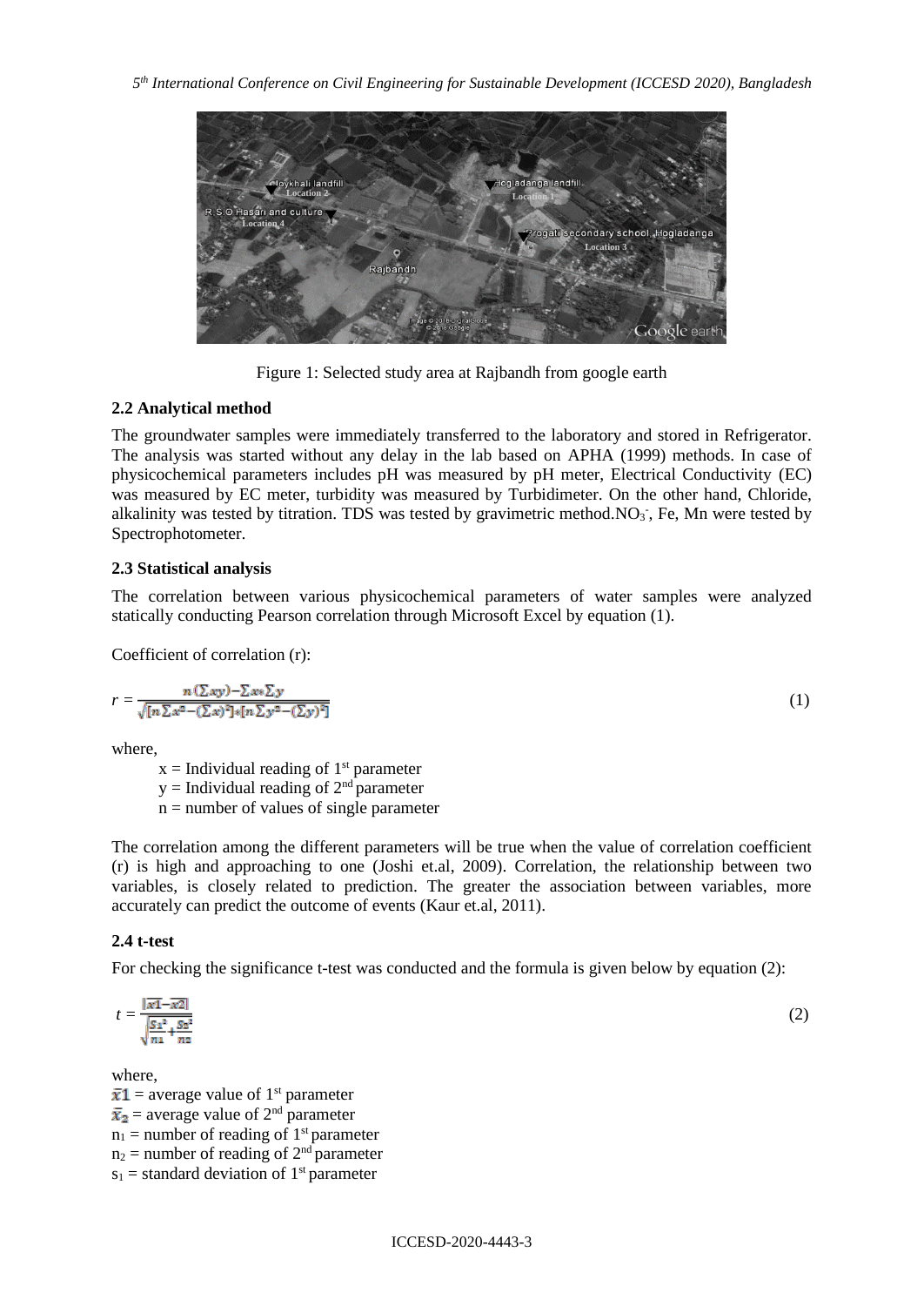Figure 1: Selected study area at Rajbandh from google earth

### 2.2 Analytical method

The groundwater samples were immediately transferred to the laboratory and stored in Refrigerator. The analysis was started without any delay in the lab based on APHA (1999) methods. In case of physicochemical parameters includes pH was measured by pH meter, Electrical Conductivity (EC) was measured by EC meter, turbidity was measured by Turbidimeter. On the other hand, Chloride, alkalinity was tested by titration. TDS was tested by gravimetric method.$NO_3^-$, Fe, Mn were tested by Spectrophotometer.

### 2.3 Statistical analysis

The correlation between various physicochemical parameters of water samples were analyzed statically conducting Pearson correlation through Microsoft Excel by equation (1).

Coefficient of correlation (r):

$$r = \frac{n(\sum xy) - \sum x \sum y}{\sqrt{[n\sum x^2 - (\sum x)^2] * [n\sum y^2 - (\sum y)^2]}} \tag{1}$$

where,

$x$ = Individual reading of 1st parameter
$y$ = Individual reading of 2nd parameter
$n$ = number of values of single parameter

The correlation among the different parameters will be true when the value of correlation coefficient (r) is high and approaching to one (Joshi et.al, 2009). Correlation, the relationship between two variables, is closely related to prediction. The greater the association between variables, more accurately can predict the outcome of events (Kaur et.al, 2011).

### 2.4 t-test

For checking the significance t-test was conducted and the formula is given below by equation (2):

$$t = \frac{|\bar{x}1 - \bar{x}2|}{\sqrt{\frac{S_1^2}{n_1} + \frac{S_2^2}{n_2}}} \tag{2}$$

where,

$\bar{x}1$ = average value of 1st parameter
$\bar{x}_2$ = average value of 2nd parameter
$n_1$ = number of reading of 1st parameter
$n_2$ = number of reading of 2nd parameter
$s_1$ = standard deviation of 1st parameter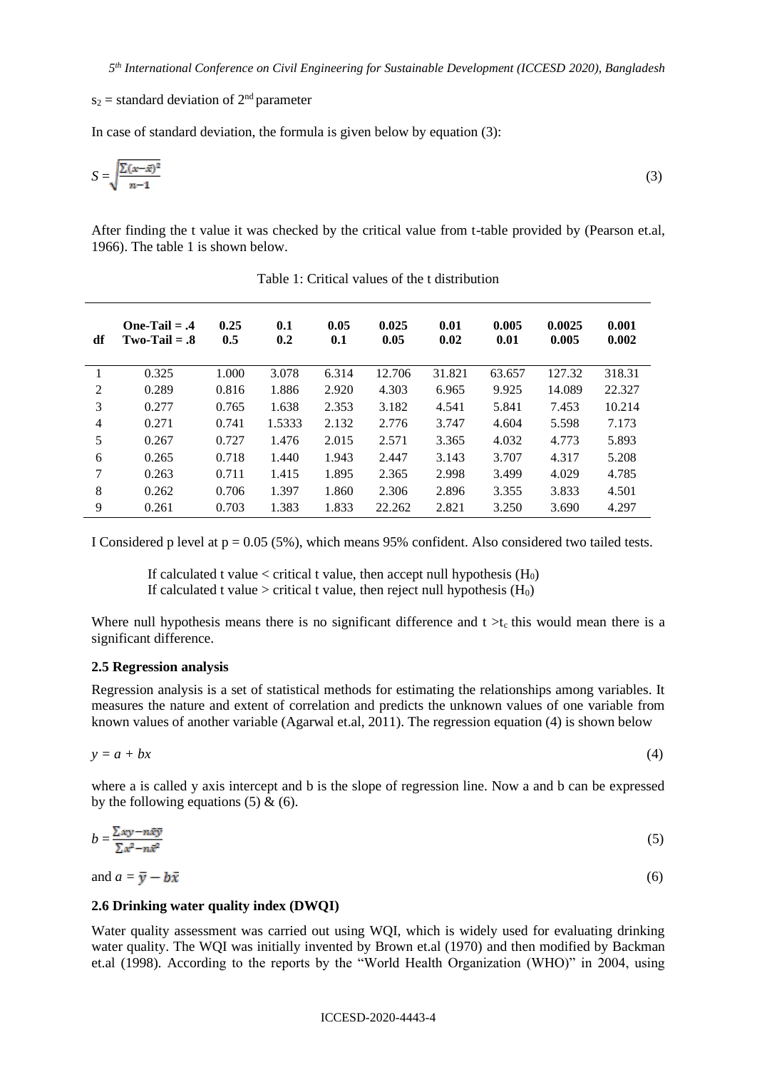$s_2$ = standard deviation of $2^{nd}$ parameter

In case of standard deviation, the formula is given below by equation (3):

$$S = \sqrt{\frac{\sum(x-\bar{x})^2}{n-1}} \tag{3}$$

After finding the t value it was checked by the critical value from t-table provided by (Pearson et.al, 1966). The table 1 is shown below.

Table 1: Critical values of the t distribution

| df | One-Tail = .4<br>Two-Tail = .8 | 0.25<br>0.5 | 0.1<br>0.2 | 0.05<br>0.1 | 0.025<br>0.05 | 0.01<br>0.02 | 0.005<br>0.01 | 0.0025<br>0.005 | 0.001<br>0.002 |
|---|---|---|---|---|---|---|---|---|---|
| 1 | 0.325 | 1.000 | 3.078 | 6.314 | 12.706 | 31.821 | 63.657 | 127.32 | 318.31 |
| 2 | 0.289 | 0.816 | 1.886 | 2.920 | 4.303 | 6.965 | 9.925 | 14.089 | 22.327 |
| 3 | 0.277 | 0.765 | 1.638 | 2.353 | 3.182 | 4.541 | 5.841 | 7.453 | 10.214 |
| 4 | 0.271 | 0.741 | 1.5333 | 2.132 | 2.776 | 3.747 | 4.604 | 5.598 | 7.173 |
| 5 | 0.267 | 0.727 | 1.476 | 2.015 | 2.571 | 3.365 | 4.032 | 4.773 | 5.893 |
| 6 | 0.265 | 0.718 | 1.440 | 1.943 | 2.447 | 3.143 | 3.707 | 4.317 | 5.208 |
| 7 | 0.263 | 0.711 | 1.415 | 1.895 | 2.365 | 2.998 | 3.499 | 4.029 | 4.785 |
| 8 | 0.262 | 0.706 | 1.397 | 1.860 | 2.306 | 2.896 | 3.355 | 3.833 | 4.501 |
| 9 | 0.261 | 0.703 | 1.383 | 1.833 | 22.262 | 2.821 | 3.250 | 3.690 | 4.297 |

I Considered p level at $p = 0.05$ (5%), which means 95% confident. Also considered two tailed tests.

> If calculated t value < critical t value, then accept null hypothesis ($H_0$)
> If calculated t value > critical t value, then reject null hypothesis ($H_0$)

Where null hypothesis means there is no significant difference and $t > t_c$ this would mean there is a significant difference.

### 2.5 Regression analysis

Regression analysis is a set of statistical methods for estimating the relationships among variables. It measures the nature and extent of correlation and predicts the unknown values of one variable from known values of another variable (Agarwal et.al, 2011). The regression equation (4) is shown below

$$y = a + bx \tag{4}$$

where a is called y axis intercept and b is the slope of regression line. Now a and b can be expressed by the following equations (5) & (6).

$$b = \frac{\sum xy - n\bar{x}\bar{y}}{\sum x^2 - n\bar{x}^2} \tag{5}$$

$$\text{and } a = \bar{y} - b\bar{x} \tag{6}$$

### 2.6 Drinking water quality index (DWQI)

Water quality assessment was carried out using WQI, which is widely used for evaluating drinking water quality. The WQI was initially invented by Brown et.al (1970) and then modified by Backman et.al (1998). According to the reports by the "World Health Organization (WHO)" in 2004, using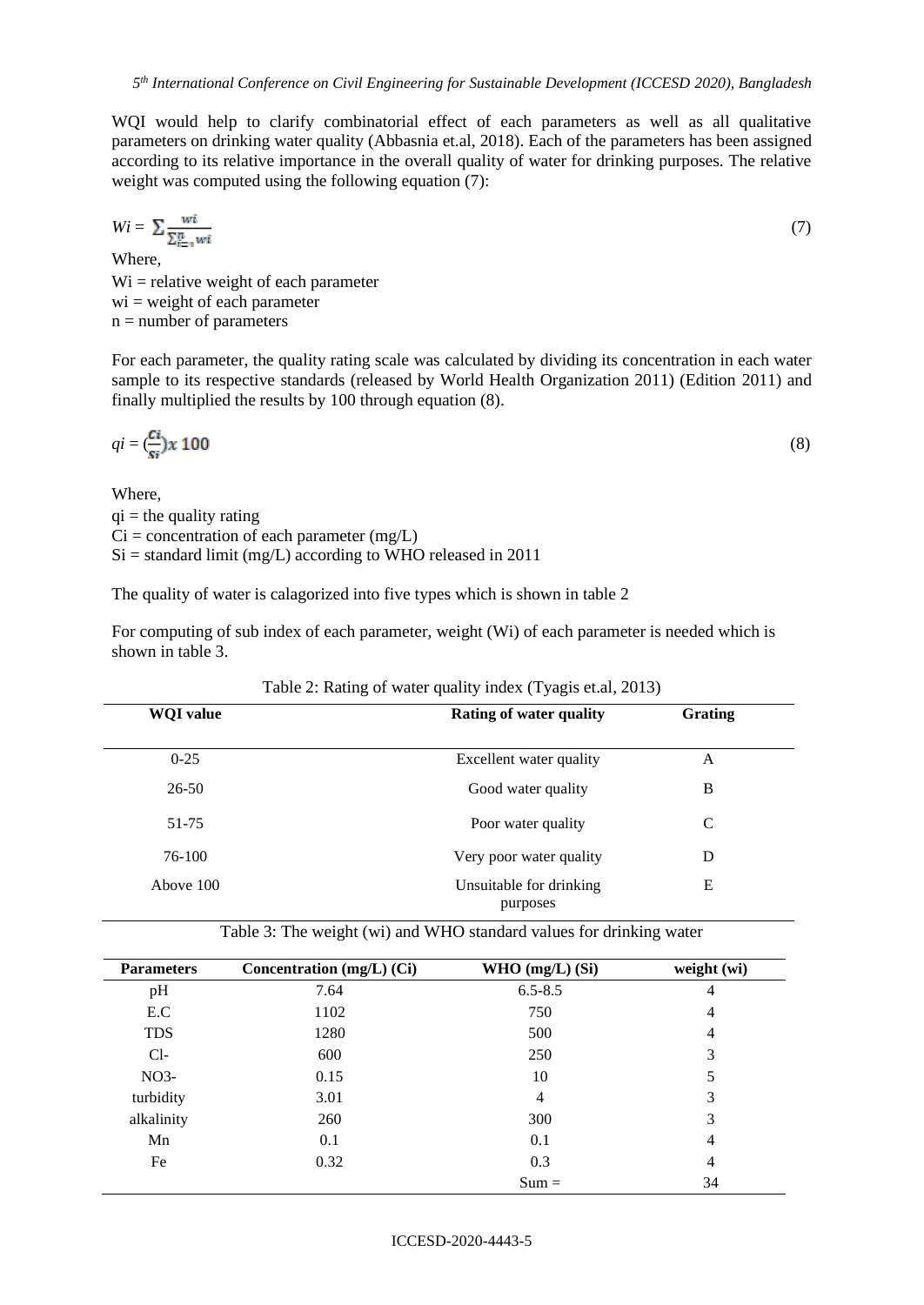WQI would help to clarify combinatorial effect of each parameters as well as all qualitative parameters on drinking water quality (Abbasnia et.al, 2018). Each of the parameters has been assigned according to its relative importance in the overall quality of water for drinking purposes. The relative weight was computed using the following equation (7):

$$Wi = \sum \frac{wi}{\sum_{i=1}^{n} wi} \tag{7}$$

Where,
Wi = relative weight of each parameter
wi = weight of each parameter
n = number of parameters

For each parameter, the quality rating scale was calculated by dividing its concentration in each water sample to its respective standards (released by World Health Organization 2011) (Edition 2011) and finally multiplied the results by 100 through equation (8).

$$qi = \left(\frac{Ci}{Si}\right) x\ 100 \tag{8}$$

Where,
qi = the quality rating
Ci = concentration of each parameter (mg/L)
Si = standard limit (mg/L) according to WHO released in 2011

The quality of water is calagorized into five types which is shown in table 2

For computing of sub index of each parameter, weight (Wi) of each parameter is needed which is shown in table 3.

Table 2: Rating of water quality index (Tyagis et.al, 2013)

| WQI value | Rating of water quality | Grating |
|---|---|---|
| 0-25 | Excellent water quality | A |
| 26-50 | Good water quality | B |
| 51-75 | Poor water quality | C |
| 76-100 | Very poor water quality | D |
| Above 100 | Unsuitable for drinking purposes | E |

Table 3: The weight (wi) and WHO standard values for drinking water

| Parameters | Concentration (mg/L) (Ci) | WHO (mg/L) (Si) | weight (wi) |
|---|---|---|---|
| pH | 7.64 | 6.5-8.5 | 4 |
| E.C | 1102 | 750 | 4 |
| TDS | 1280 | 500 | 4 |
| Cl- | 600 | 250 | 3 |
| NO3- | 0.15 | 10 | 5 |
| turbidity | 3.01 | 4 | 3 |
| alkalinity | 260 | 300 | 3 |
| Mn | 0.1 | 0.1 | 4 |
| Fe | 0.32 | 0.3 | 4 |
| | | Sum = | 34 |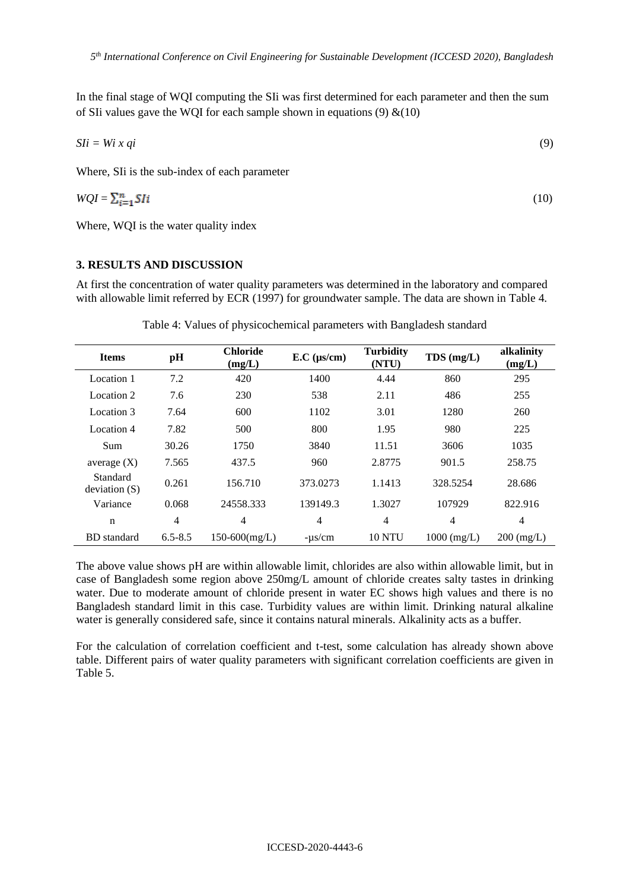In the final stage of WQI computing the SIi was first determined for each parameter and then the sum of SIi values gave the WQI for each sample shown in equations (9) &(10)

$$SIi = Wi \times qi \tag{9}$$

Where, SIi is the sub-index of each parameter

$$WQI = \sum_{i=1}^{n} SIi \tag{10}$$

Where, WQI is the water quality index

## 3. RESULTS AND DISCUSSION

At first the concentration of water quality parameters was determined in the laboratory and compared with allowable limit referred by ECR (1997) for groundwater sample. The data are shown in Table 4.

Table 4: Values of physicochemical parameters with Bangladesh standard

| Items | pH | Chloride (mg/L) | E.C (μs/cm) | Turbidity (NTU) | TDS (mg/L) | alkalinity (mg/L) |
|---|---|---|---|---|---|---|
| Location 1 | 7.2 | 420 | 1400 | 4.44 | 860 | 295 |
| Location 2 | 7.6 | 230 | 538 | 2.11 | 486 | 255 |
| Location 3 | 7.64 | 600 | 1102 | 3.01 | 1280 | 260 |
| Location 4 | 7.82 | 500 | 800 | 1.95 | 980 | 225 |
| Sum | 30.26 | 1750 | 3840 | 11.51 | 3606 | 1035 |
| average (X) | 7.565 | 437.5 | 960 | 2.8775 | 901.5 | 258.75 |
| Standard deviation (S) | 0.261 | 156.710 | 373.0273 | 1.1413 | 328.5254 | 28.686 |
| Variance | 0.068 | 24558.333 | 139149.3 | 1.3027 | 107929 | 822.916 |
| n | 4 | 4 | 4 | 4 | 4 | 4 |
| BD standard | 6.5-8.5 | 150-600(mg/L) | -μs/cm | 10 NTU | 1000 (mg/L) | 200 (mg/L) |

The above value shows pH are within allowable limit, chlorides are also within allowable limit, but in case of Bangladesh some region above 250mg/L amount of chloride creates salty tastes in drinking water. Due to moderate amount of chloride present in water EC shows high values and there is no Bangladesh standard limit in this case. Turbidity values are within limit. Drinking natural alkaline water is generally considered safe, since it contains natural minerals. Alkalinity acts as a buffer.

For the calculation of correlation coefficient and t-test, some calculation has already shown above table. Different pairs of water quality parameters with significant correlation coefficients are given in Table 5.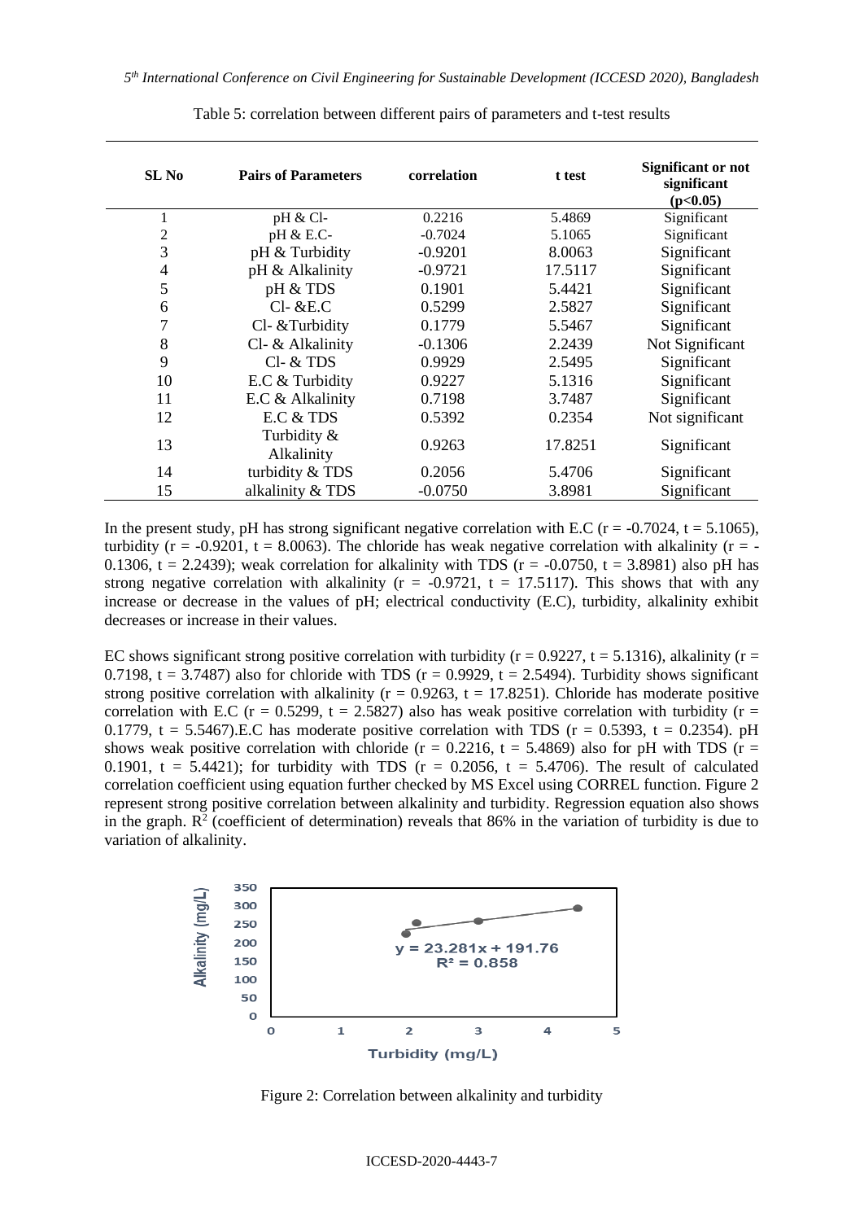Table 5: correlation between different pairs of parameters and t-test results

| SL No | Pairs of Parameters | correlation | t test | Significant or not significant ($p<0.05$) |
|---|---|---|---|---|
| 1 | pH & Cl- | 0.2216 | 5.4869 | Significant |
| 2 | pH & E.C- | -0.7024 | 5.1065 | Significant |
| 3 | pH & Turbidity | -0.9201 | 8.0063 | Significant |
| 4 | pH & Alkalinity | -0.9721 | 17.5117 | Significant |
| 5 | pH & TDS | 0.1901 | 5.4421 | Significant |
| 6 | Cl- &E.C | 0.5299 | 2.5827 | Significant |
| 7 | Cl- &Turbidity | 0.1779 | 5.5467 | Significant |
| 8 | Cl- & Alkalinity | -0.1306 | 2.2439 | Not Significant |
| 9 | Cl- & TDS | 0.9929 | 2.5495 | Significant |
| 10 | E.C & Turbidity | 0.9227 | 5.1316 | Significant |
| 11 | E.C & Alkalinity | 0.7198 | 3.7487 | Significant |
| 12 | E.C & TDS | 0.5392 | 0.2354 | Not significant |
| 13 | Turbidity & Alkalinity | 0.9263 | 17.8251 | Significant |
| 14 | turbidity & TDS | 0.2056 | 5.4706 | Significant |
| 15 | alkalinity & TDS | -0.0750 | 3.8981 | Significant |

In the present study, pH has strong significant negative correlation with E.C ($r = -0.7024$, $t = 5.1065$), turbidity ($r = -0.9201$, $t = 8.0063$). The chloride has weak negative correlation with alkalinity ($r = -0.1306$, $t = 2.2439$); weak correlation for alkalinity with TDS ($r = -0.0750$, $t = 3.8981$) also pH has strong negative correlation with alkalinity ($r = -0.9721$, $t = 17.5117$). This shows that with any increase or decrease in the values of pH; electrical conductivity (E.C), turbidity, alkalinity exhibit decreases or increase in their values.

EC shows significant strong positive correlation with turbidity ($r = 0.9227$, $t = 5.1316$), alkalinity ($r = 0.7198$, $t = 3.7487$) also for chloride with TDS ($r = 0.9929$, $t = 2.5494$). Turbidity shows significant strong positive correlation with alkalinity ($r = 0.9263$, $t = 17.8251$). Chloride has moderate positive correlation with E.C ($r = 0.5299$, $t = 2.5827$) also has weak positive correlation with turbidity ($r = 0.1779$, $t = 5.5467$).E.C has moderate positive correlation with TDS ($r = 0.5393$, $t = 0.2354$). pH shows weak positive correlation with chloride ($r = 0.2216$, $t = 5.4869$) also for pH with TDS ($r = 0.1901$, $t = 5.4421$); for turbidity with TDS ($r = 0.2056$, $t = 5.4706$). The result of calculated correlation coefficient using equation further checked by MS Excel using CORREL function. Figure 2 represent strong positive correlation between alkalinity and turbidity. Regression equation also shows in the graph. $R^2$ (coefficient of determination) reveals that 86% in the variation of turbidity is due to variation of alkalinity.

Figure 2: Correlation between alkalinity and turbidity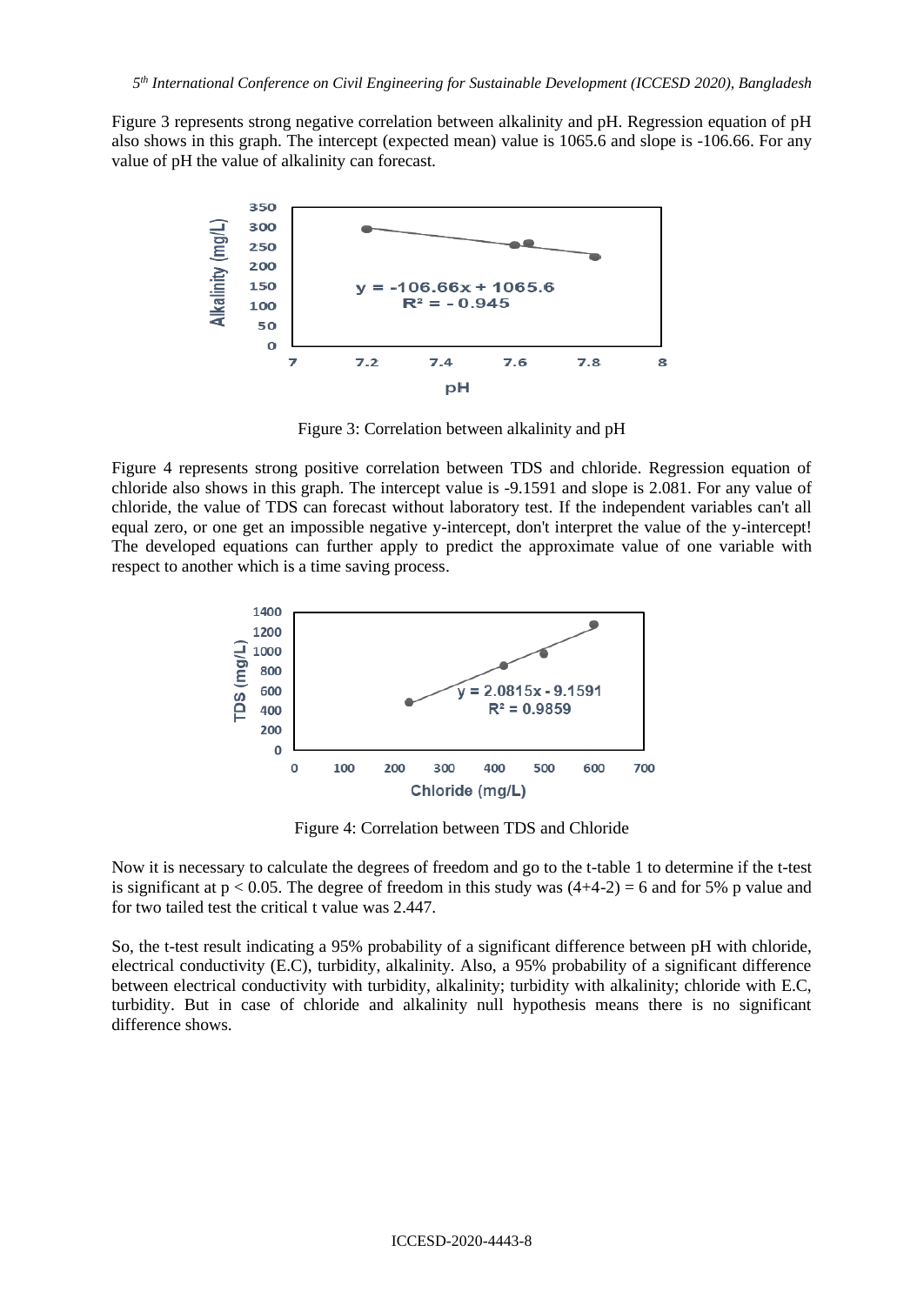Figure 3 represents strong negative correlation between alkalinity and pH. Regression equation of pH also shows in this graph. The intercept (expected mean) value is 1065.6 and slope is -106.66. For any value of pH the value of alkalinity can forecast.

Figure 3: Correlation between alkalinity and pH

Figure 4 represents strong positive correlation between TDS and chloride. Regression equation of chloride also shows in this graph. The intercept value is -9.1591 and slope is 2.081. For any value of chloride, the value of TDS can forecast without laboratory test. If the independent variables can't all equal zero, or one get an impossible negative y-intercept, don't interpret the value of the y-intercept! The developed equations can further apply to predict the approximate value of one variable with respect to another which is a time saving process.

Figure 4: Correlation between TDS and Chloride

Now it is necessary to calculate the degrees of freedom and go to the t-table 1 to determine if the t-test is significant at $p < 0.05$. The degree of freedom in this study was $(4+4-2) = 6$ and for 5% p value and for two tailed test the critical t value was 2.447.

So, the t-test result indicating a 95% probability of a significant difference between pH with chloride, electrical conductivity (E.C), turbidity, alkalinity. Also, a 95% probability of a significant difference between electrical conductivity with turbidity, alkalinity; turbidity with alkalinity; chloride with E.C, turbidity. But in case of chloride and alkalinity null hypothesis means there is no significant difference shows.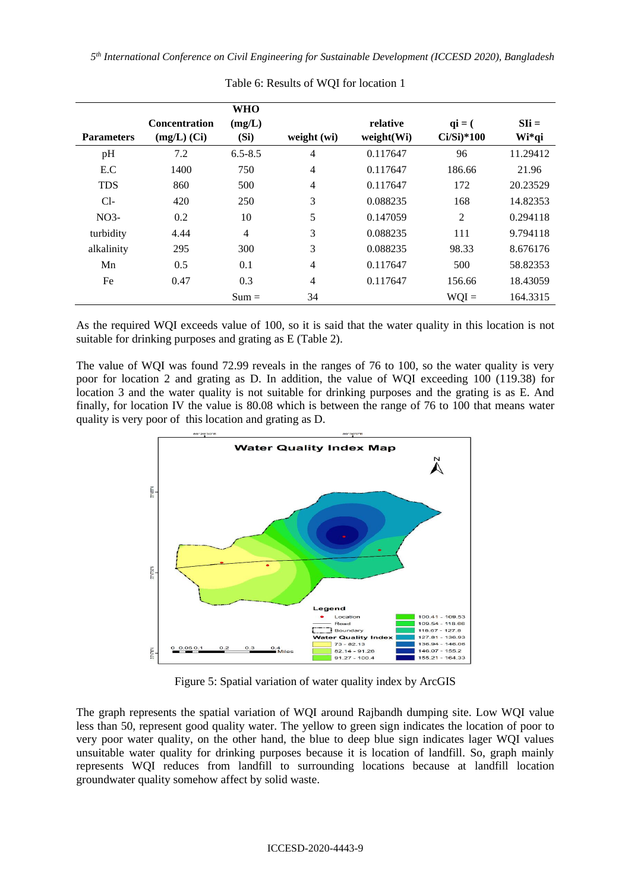Table 6: Results of WQI for location 1

| Parameters | Concentration (mg/L) (Ci) | WHO (mg/L) (Si) | weight (wi) | relative weight(Wi) | qi = ( Ci/Si)*100 | SIi = Wi*qi |
|---|---|---|---|---|---|---|
| pH | 7.2 | 6.5-8.5 | 4 | 0.117647 | 96 | 11.29412 |
| E.C | 1400 | 750 | 4 | 0.117647 | 186.66 | 21.96 |
| TDS | 860 | 500 | 4 | 0.117647 | 172 | 20.23529 |
| Cl- | 420 | 250 | 3 | 0.088235 | 168 | 14.82353 |
| NO3- | 0.2 | 10 | 5 | 0.147059 | 2 | 0.294118 |
| turbidity | 4.44 | 4 | 3 | 0.088235 | 111 | 9.794118 |
| alkalinity | 295 | 300 | 3 | 0.088235 | 98.33 | 8.676176 |
| Mn | 0.5 | 0.1 | 4 | 0.117647 | 500 | 58.82353 |
| Fe | 0.47 | 0.3 | 4 | 0.117647 | 156.66 | 18.43059 |
| | | Sum = | 34 | | WQI = | 164.3315 |

As the required WQI exceeds value of 100, so it is said that the water quality in this location is not suitable for drinking purposes and grating as E (Table 2).

The value of WQI was found 72.99 reveals in the ranges of 76 to 100, so the water quality is very poor for location 2 and grating as D. In addition, the value of WQI exceeding 100 (119.38) for location 3 and the water quality is not suitable for drinking purposes and the grating is as E. And finally, for location IV the value is 80.08 which is between the range of 76 to 100 that means water quality is very poor of this location and grating as D.

Figure 5: Spatial variation of water quality index by ArcGIS

The graph represents the spatial variation of WQI around Rajbandh dumping site. Low WQI value less than 50, represent good quality water. The yellow to green sign indicates the location of poor to very poor water quality, on the other hand, the blue to deep blue sign indicates lager WQI values unsuitable water quality for drinking purposes because it is location of landfill. So, graph mainly represents WQI reduces from landfill to surrounding locations because at landfill location groundwater quality somehow affect by solid waste.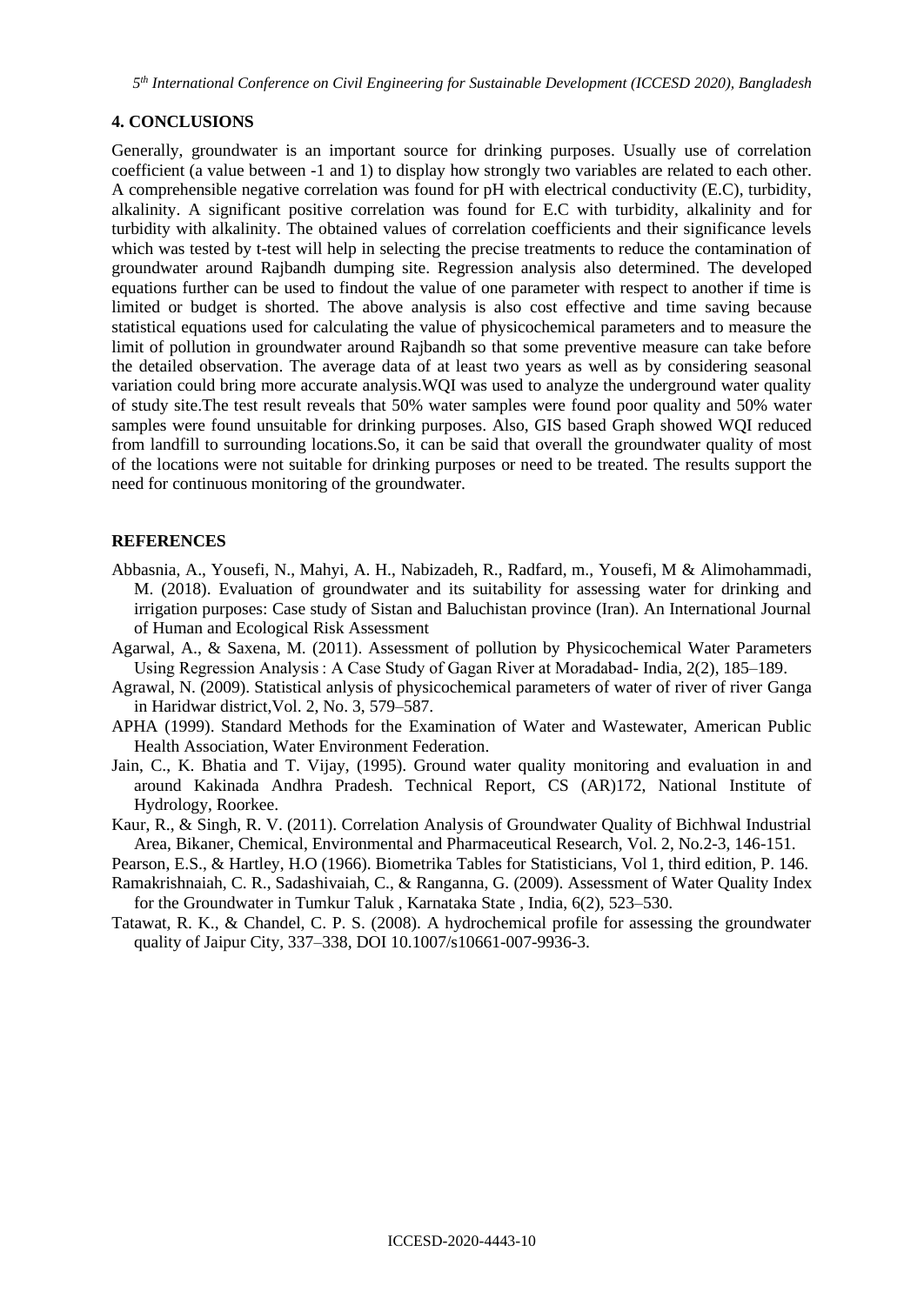## 4. CONCLUSIONS

Generally, groundwater is an important source for drinking purposes. Usually use of correlation coefficient (a value between -1 and 1) to display how strongly two variables are related to each other. A comprehensible negative correlation was found for pH with electrical conductivity (E.C), turbidity, alkalinity. A significant positive correlation was found for E.C with turbidity, alkalinity and for turbidity with alkalinity. The obtained values of correlation coefficients and their significance levels which was tested by t-test will help in selecting the precise treatments to reduce the contamination of groundwater around Rajbandh dumping site. Regression analysis also determined. The developed equations further can be used to findout the value of one parameter with respect to another if time is limited or budget is shorted. The above analysis is also cost effective and time saving because statistical equations used for calculating the value of physicochemical parameters and to measure the limit of pollution in groundwater around Rajbandh so that some preventive measure can take before the detailed observation. The average data of at least two years as well as by considering seasonal variation could bring more accurate analysis.WQI was used to analyze the underground water quality of study site.The test result reveals that 50% water samples were found poor quality and 50% water samples were found unsuitable for drinking purposes. Also, GIS based Graph showed WQI reduced from landfill to surrounding locations.So, it can be said that overall the groundwater quality of most of the locations were not suitable for drinking purposes or need to be treated. The results support the need for continuous monitoring of the groundwater.

## REFERENCES

Abbasnia, A., Yousefi, N., Mahyi, A. H., Nabizadeh, R., Radfard, m., Yousefi, M & Alimohammadi, M. (2018). Evaluation of groundwater and its suitability for assessing water for drinking and irrigation purposes: Case study of Sistan and Baluchistan province (Iran). An International Journal of Human and Ecological Risk Assessment

Agarwal, A., & Saxena, M. (2011). Assessment of pollution by Physicochemical Water Parameters Using Regression Analysis : A Case Study of Gagan River at Moradabad- India, 2(2), 185–189.

Agrawal, N. (2009). Statistical anlysis of physicochemical parameters of water of river of river Ganga in Haridwar district,Vol. 2, No. 3, 579–587.

APHA (1999). Standard Methods for the Examination of Water and Wastewater, American Public Health Association, Water Environment Federation.

Jain, C., K. Bhatia and T. Vijay, (1995). Ground water quality monitoring and evaluation in and around Kakinada Andhra Pradesh. Technical Report, CS (AR)172, National Institute of Hydrology, Roorkee.

Kaur, R., & Singh, R. V. (2011). Correlation Analysis of Groundwater Quality of Bichhwal Industrial Area, Bikaner, Chemical, Environmental and Pharmaceutical Research, Vol. 2, No.2-3, 146-151.

Pearson, E.S., & Hartley, H.O (1966). Biometrika Tables for Statisticians, Vol 1, third edition, P. 146.

Ramakrishnaiah, C. R., Sadashivaiah, C., & Ranganna, G. (2009). Assessment of Water Quality Index for the Groundwater in Tumkur Taluk , Karnataka State , India, 6(2), 523–530.

Tatawat, R. K., & Chandel, C. P. S. (2008). A hydrochemical profile for assessing the groundwater quality of Jaipur City, 337–338, DOI 10.1007/s10661-007-9936-3.